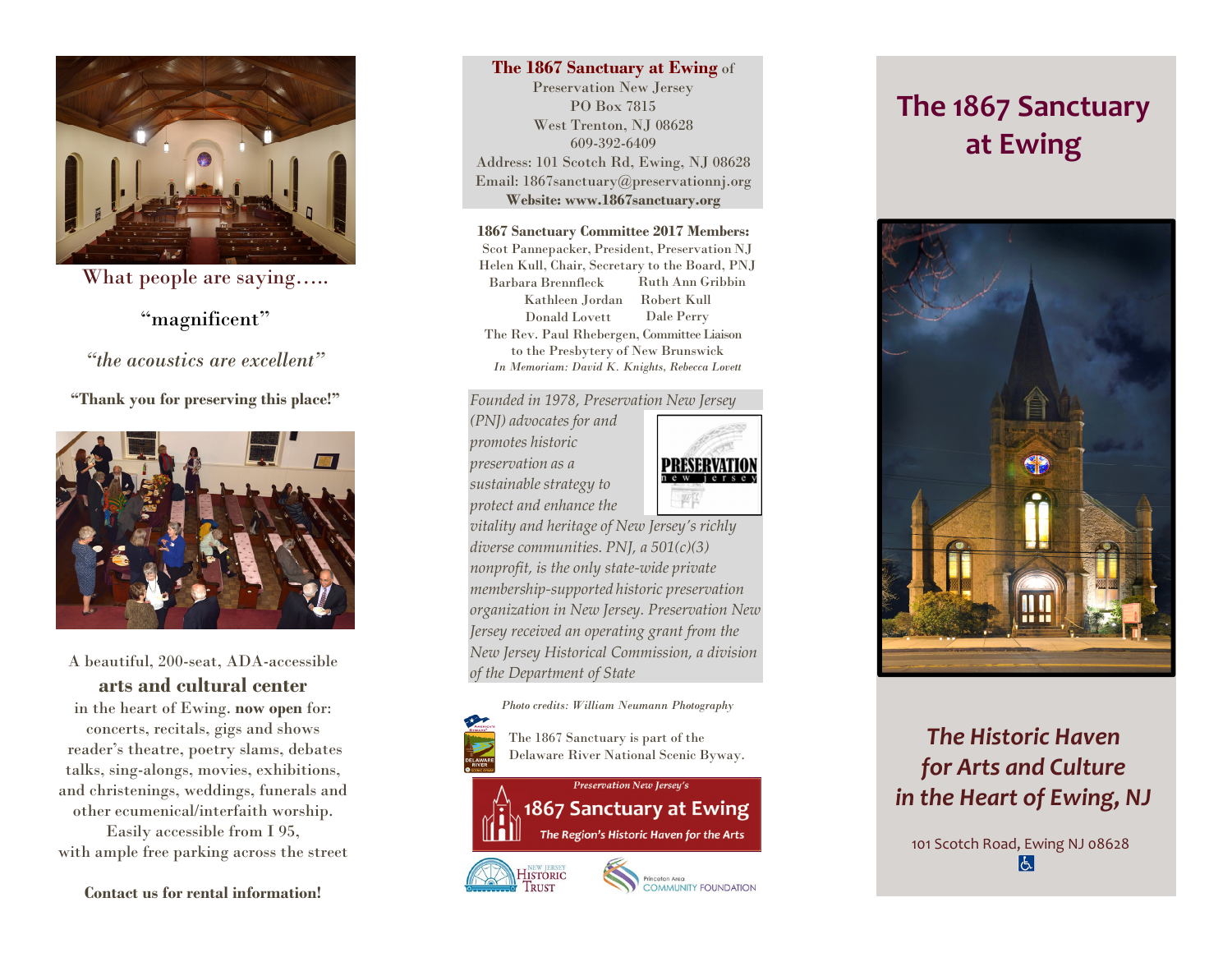What people are saying…..

"magnificent"

*"the acoustics are excellent"*

**"Thank you for preserving this place!"**

A beautiful, 200-seat, ADA-accessible

**arts and cultural center**

in the heart of Ewing. **now open** for:
concerts, recitals, gigs and shows
reader's theatre, poetry slams, debates
talks, sing-alongs, movies, exhibitions,
and christenings, weddings, funerals and
other ecumenical/interfaith worship.
Easily accessible from I 95,
with ample free parking across the street

**Contact us for rental information!**

**The 1867 Sanctuary at Ewing** of
Preservation New Jersey
PO Box 7815
West Trenton, NJ 08628
609-392-6409
Address: 101 Scotch Rd, Ewing, NJ 08628
Email: 1867sanctuary@preservationnj.org
**Website: www.1867sanctuary.org**

**1867 Sanctuary Committee 2017 Members:**
Scot Pannepacker, President, Preservation NJ
Helen Kull, Chair, Secretary to the Board, PNJ
Barbara Brennfleck    Ruth Ann Gribbin
Kathleen Jordan    Robert Kull
Donald Lovett    Dale Perry
The Rev. Paul Rhebergen, Committee Liaison
to the Presbytery of New Brunswick
*In Memoriam: David K. Knights, Rebecca Lovett*

*Founded in 1978, Preservation New Jersey (PNJ) advocates for and promotes historic preservation as a sustainable strategy to protect and enhance the vitality and heritage of New Jersey's richly diverse communities. PNJ, a 501(c)(3) nonprofit, is the only state-wide private membership-supported historic preservation organization in New Jersey. Preservation New Jersey received an operating grant from the New Jersey Historical Commission, a division of the Department of State*

PRESERVATION new jersey

*Photo credits: William Neumann Photography*

The 1867 Sanctuary is part of the Delaware River National Scenic Byway.

*Preservation New Jersey's*
**1867 Sanctuary at Ewing**
*The Region's Historic Haven for the Arts*

New Jersey Historic Trust

Princeton Area Community Foundation

# The 1867 Sanctuary at Ewing

## *The Historic Haven for Arts and Culture in the Heart of Ewing, NJ*

101 Scotch Road, Ewing NJ 08628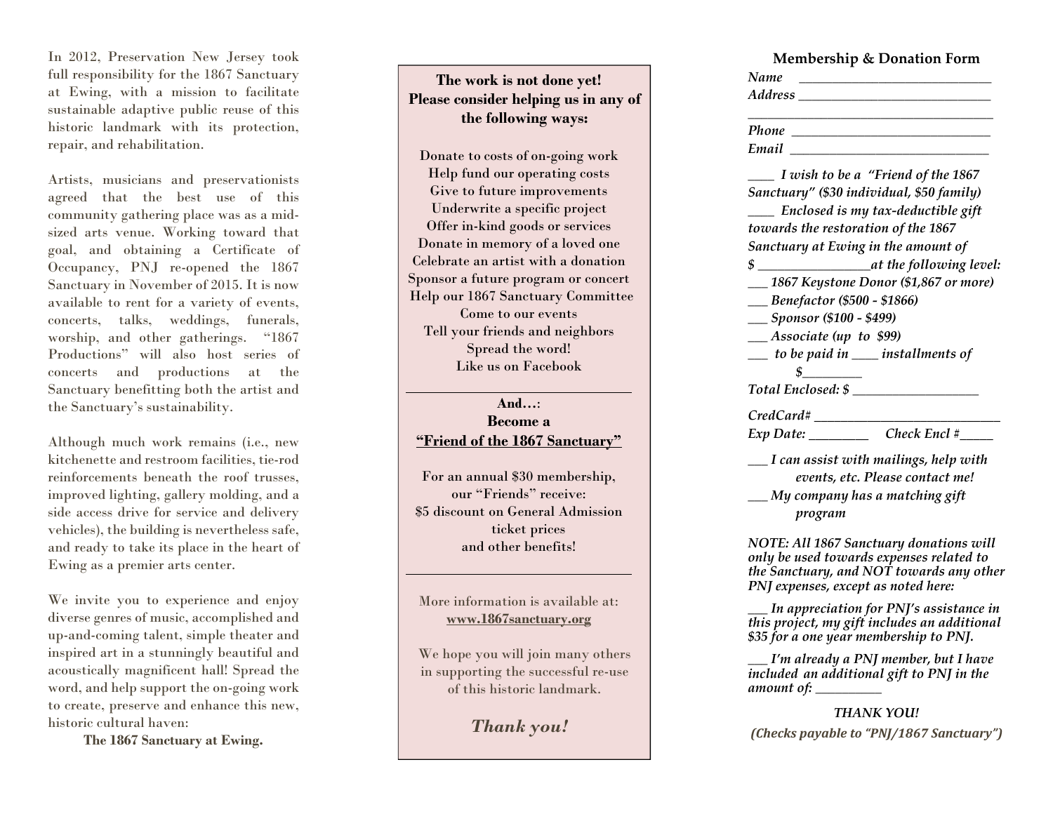In 2012, Preservation New Jersey took full responsibility for the 1867 Sanctuary at Ewing, with a mission to facilitate sustainable adaptive public reuse of this historic landmark with its protection, repair, and rehabilitation.

Artists, musicians and preservationists agreed that the best use of this community gathering place was as a mid-sized arts venue. Working toward that goal, and obtaining a Certificate of Occupancy, PNJ re-opened the 1867 Sanctuary in November of 2015. It is now available to rent for a variety of events, concerts, talks, weddings, funerals, worship, and other gatherings. "1867 Productions" will also host series of concerts and productions at the Sanctuary benefitting both the artist and the Sanctuary's sustainability.

Although much work remains (i.e., new kitchenette and restroom facilities, tie-rod reinforcements beneath the roof trusses, improved lighting, gallery molding, and a side access drive for service and delivery vehicles), the building is nevertheless safe, and ready to take its place in the heart of Ewing as a premier arts center.

We invite you to experience and enjoy diverse genres of music, accomplished and up-and-coming talent, simple theater and inspired art in a stunningly beautiful and acoustically magnificent hall! Spread the word, and help support the on-going work to create, preserve and enhance this new, historic cultural haven:

**The 1867 Sanctuary at Ewing.**

**The work is not done yet!**
**Please consider helping us in any of the following ways:**

Donate to costs of on-going work
Help fund our operating costs
Give to future improvements
Underwrite a specific project
Offer in-kind goods or services
Donate in memory of a loved one
Celebrate an artist with a donation
Sponsor a future program or concert
Help our 1867 Sanctuary Committee
Come to our events
Tell your friends and neighbors
Spread the word!
Like us on Facebook

---

**And…:**
**Become a**
**"Friend of the 1867 Sanctuary"**

For an annual $30 membership,
our "Friends" receive:
$5 discount on General Admission ticket prices
and other benefits!

---

More information is available at:
**www.1867sanctuary.org**

We hope you will join many others in supporting the successful re-use of this historic landmark.

***Thank you!***

## Membership & Donation Form

*Name* ____________________________
*Address* ____________________________
____________________________________
*Phone* ____________________________
*Email* ____________________________

*____ I wish to be a "Friend of the 1867 Sanctuary" ($30 individual, $50 family)*
*____ Enclosed is my tax-deductible gift towards the restoration of the 1867 Sanctuary at Ewing in the amount of*
*$ ________________at the following level:*
*___ 1867 Keystone Donor ($1,867 or more)*
*___ Benefactor ($500 - $1866)*
*___ Sponsor ($100 - $499)*
*___ Associate (up to $99)*
*___ to be paid in ____ installments of $________*
*Total Enclosed: $ __________________*

*CredCard# ___________________________*
*Exp Date: ________ Check Encl #_____*

*___ I can assist with mailings, help with events, etc. Please contact me!*
*___ My company has a matching gift program*

*NOTE: All 1867 Sanctuary donations will only be used towards expenses related to the Sanctuary, and NOT towards any other PNJ expenses, except as noted here:*

*___ In appreciation for PNJ's assistance in this project, my gift includes an additional $35 for a one year membership to PNJ.*

*___ I'm already a PNJ member, but I have included an additional gift to PNJ in the amount of: _________*

***THANK YOU!***
***(Checks payable to "PNJ/1867 Sanctuary")***